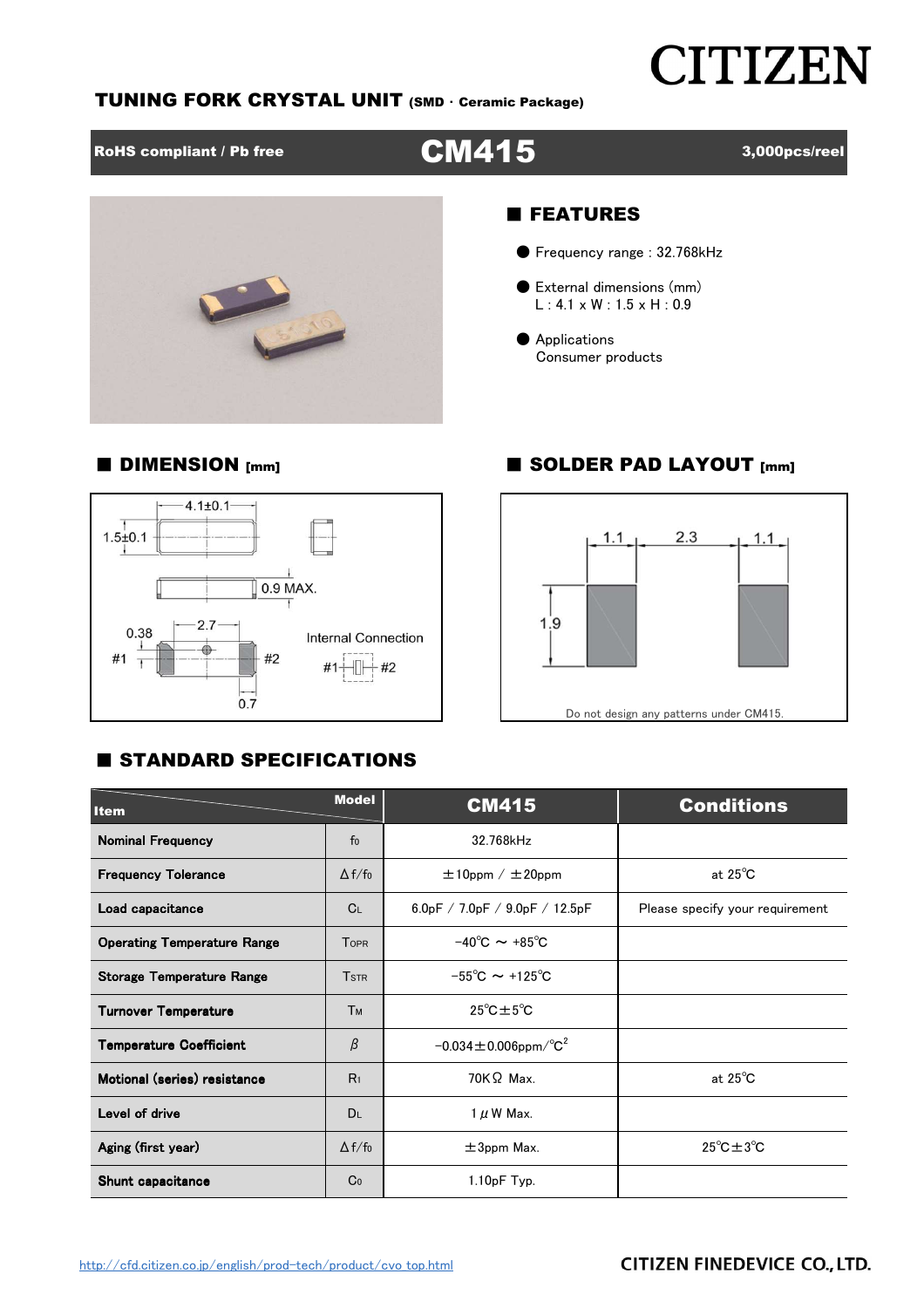# CITIZEN

## TUNING FORK CRYSTAL UNIT (SMD · Ceramic Package)

**RoHS compliant / Pb free** — **CM415** — **3,000pcs/reel**

## ■ FEATURES

- Frequency range : 32.768kHz
- External dimensions (mm)
  L : 4.1 x W : 1.5 x H : 0.9
- Applications
  Consumer products

## ■ DIMENSION [mm]

4.1±0.1
1.5±0.1
0.9 MAX.
0.38
2.7
#1
#2
0.7
Internal Connection
#1 #2

## ■ SOLDER PAD LAYOUT [mm]

1.1
2.3
1.1
1.9

Do not design any patterns under CM415.

## ■ STANDARD SPECIFICATIONS

| Item | Model | CM415 | Conditions |
|---|---|---|---|
| Nominal Frequency | $f_0$ | 32.768kHz | |
| Frequency Tolerance | $\Delta f/f_0$ | ±10ppm / ±20ppm | at 25℃ |
| Load capacitance | $C_L$ | 6.0pF / 7.0pF / 9.0pF / 12.5pF | Please specify your requirement |
| Operating Temperature Range | $T_{OPR}$ | −40℃ ～ +85℃ | |
| Storage Temperature Range | $T_{STR}$ | −55℃ ～ +125℃ | |
| Turnover Temperature | $T_M$ | 25℃±5℃ | |
| Temperature Coefficient | $\beta$ | −0.034±0.006ppm/℃$^2$ | |
| Motional (series) resistance | $R_1$ | 70KΩ Max. | at 25℃ |
| Level of drive | $D_L$ | 1μW Max. | |
| Aging (first year) | $\Delta f/f_0$ | ±3ppm Max. | 25℃±3℃ |
| Shunt capacitance | $C_0$ | 1.10pF Typ. | |

http://cfd.citizen.co.jp/english/prod-tech/product/cvo_top.html

CITIZEN FINEDEVICE CO., LTD.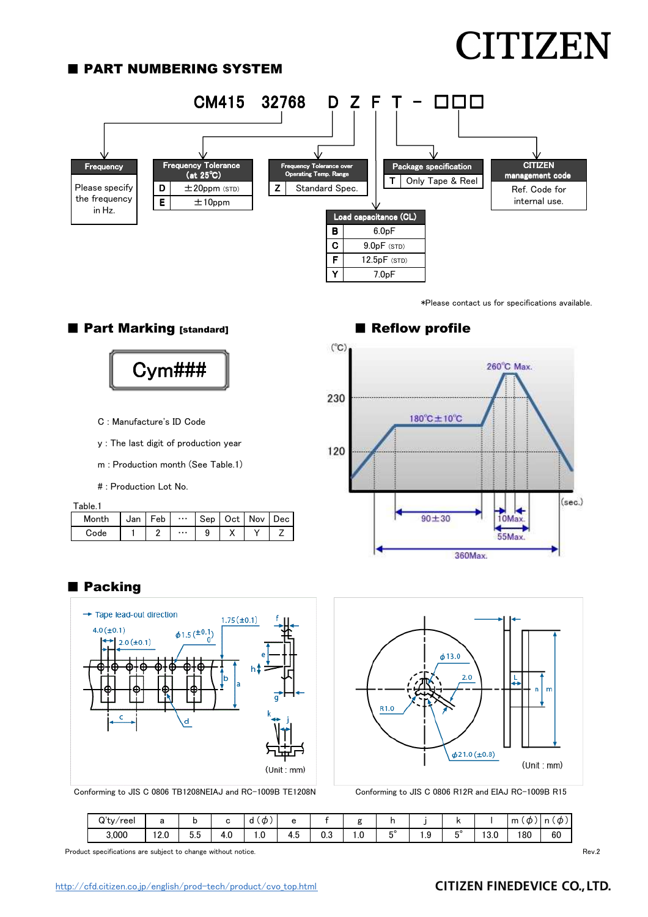CITIZEN

## ■ PART NUMBERING SYSTEM

CM415 32768 D Z F T - □□□

| Frequency |
|---|
| Please specify the frequency in Hz. |

| Frequency Tolerance (at 25℃) | |
|---|---|
| D | ±20ppm (STD) |
| E | ±10ppm |

| Frequency Tolerance over Operating Temp. Range | |
|---|---|
| Z | Standard Spec. |

| Load capacitance (CL) | |
|---|---|
| B | 6.0pF |
| C | 9.0pF (STD) |
| F | 12.5pF (STD) |
| Y | 7.0pF |

| Package specification | |
|---|---|
| T | Only Tape & Reel |

| CITIZEN management code |
|---|
| Ref. Code for internal use. |

*Please contact us for specifications available.

## ■ Part Marking [standard]

Cym###

C : Manufacture's ID Code

y : The last digit of production year

m : Production month (See Table.1)

# : Production Lot No.

Table.1

| Month | Jan | Feb | … | Sep | Oct | Nov | Dec |
|---|---|---|---|---|---|---|---|
| Code | 1 | 2 | … | 9 | X | Y | Z |

## ■ Reflow profile

(℃)
260℃ Max.
230
180℃±10℃
120
(sec.)
90±30
10Max.
55Max.
360Max.

## ■ Packing

Tape lead-out direction
4.0(±0.1)
2.0(±0.1)
φ1.5(+0.1/0)
1.75(±0.1)
f
e
h
b
a
g
c
d
k
j
(Unit : mm)

Conforming to JIS C 0806 TB1208NEIAJ and RC-1009B TE1208N

φ13.0
2.0
R1.0
φ21.0(±0.8)
L
n
m
(Unit : mm)

Conforming to JIS C 0806 R12R and EIAJ RC-1009B R15

| Q'ty/reel | a | b | c | d (φ) | e | f | g | h | j | k | l | m (φ) | n (φ) |
|---|---|---|---|---|---|---|---|---|---|---|---|---|---|
| 3,000 | 12.0 | 5.5 | 4.0 | 1.0 | 4.5 | 0.3 | 1.0 | 5° | 1.9 | 5° | 13.0 | 180 | 60 |

Product specifications are subject to change without notice.

Rev.2

http://cfd.citizen.co.jp/english/prod-tech/product/cvo_top.html

CITIZEN FINEDEVICE CO., LTD.